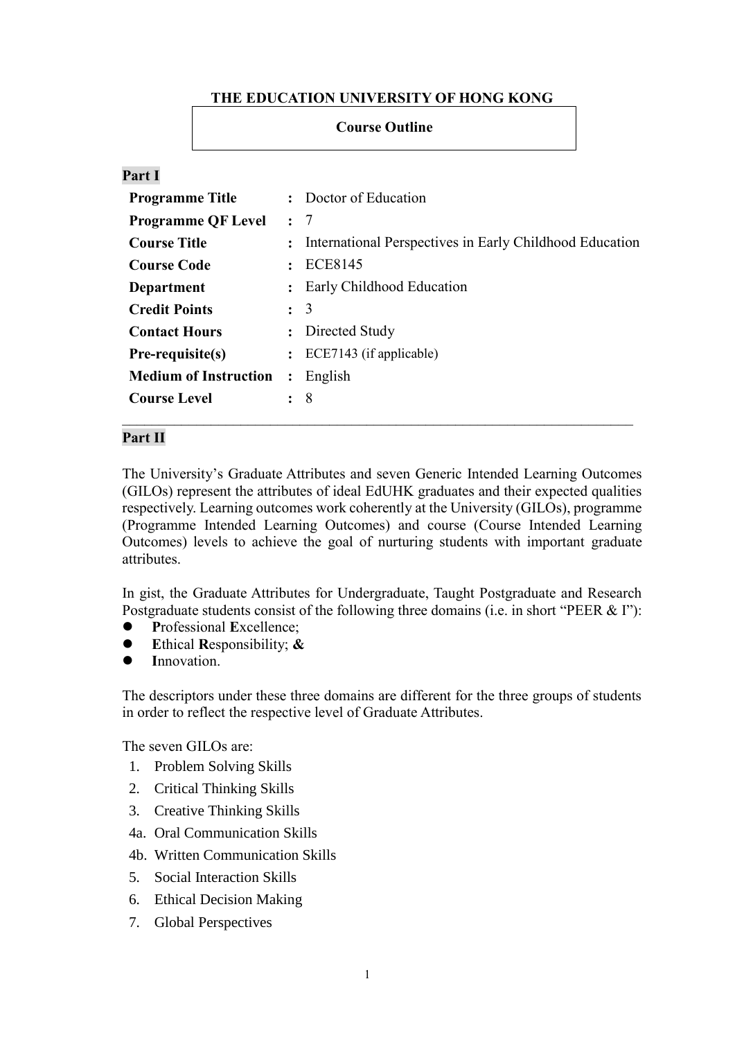# THE EDUCATION UNIVERSITY OF HONG KONG

## Course Outline

### Part I

| | | |
|---|---|---|
| **Programme Title** | : | Doctor of Education |
| **Programme QF Level** | : | 7 |
| **Course Title** | : | International Perspectives in Early Childhood Education |
| **Course Code** | : | ECE8145 |
| **Department** | : | Early Childhood Education |
| **Credit Points** | : | 3 |
| **Contact Hours** | : | Directed Study |
| **Pre-requisite(s)** | : | ECE7143 (if applicable) |
| **Medium of Instruction** | : | English |
| **Course Level** | : | 8 |

---

### Part II

The University's Graduate Attributes and seven Generic Intended Learning Outcomes (GILOs) represent the attributes of ideal EdUHK graduates and their expected qualities respectively. Learning outcomes work coherently at the University (GILOs), programme (Programme Intended Learning Outcomes) and course (Course Intended Learning Outcomes) levels to achieve the goal of nurturing students with important graduate attributes.

In gist, the Graduate Attributes for Undergraduate, Taught Postgraduate and Research Postgraduate students consist of the following three domains (i.e. in short "PEER & I"):

- **P**rofessional **E**xcellence;
- **E**thical **R**esponsibility; **&**
- **I**nnovation.

The descriptors under these three domains are different for the three groups of students in order to reflect the respective level of Graduate Attributes.

The seven GILOs are:

1. Problem Solving Skills
2. Critical Thinking Skills
3. Creative Thinking Skills

4a. Oral Communication Skills

4b. Written Communication Skills

5. Social Interaction Skills
6. Ethical Decision Making
7. Global Perspectives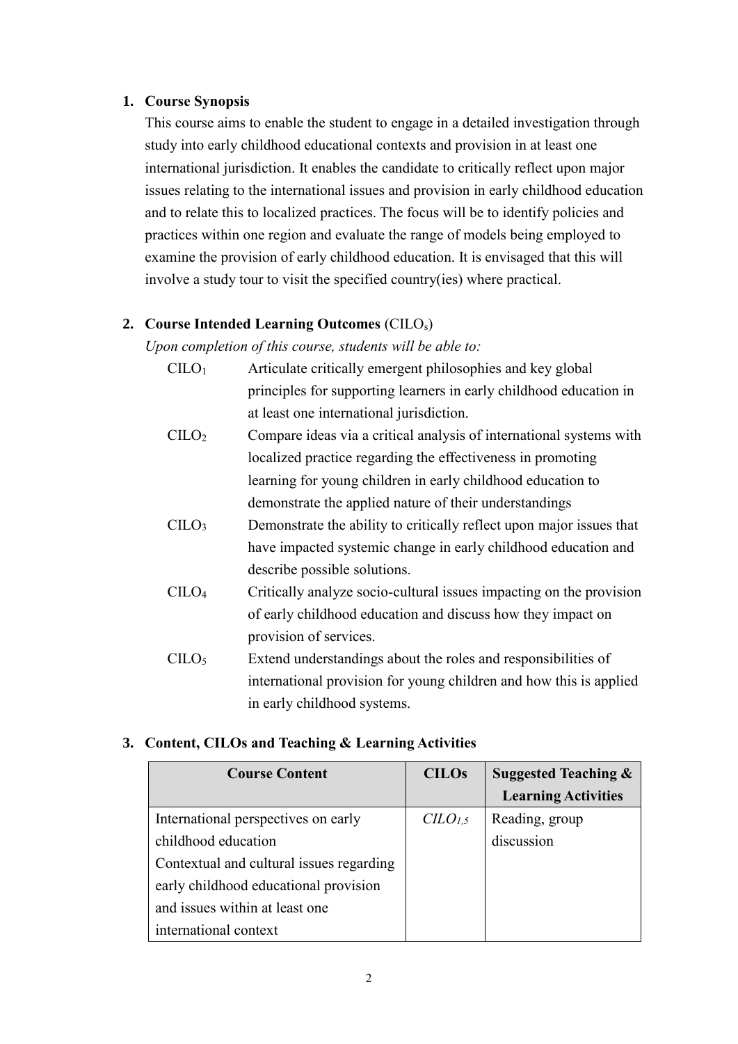1. **Course Synopsis**

   This course aims to enable the student to engage in a detailed investigation through study into early childhood educational contexts and provision in at least one international jurisdiction. It enables the candidate to critically reflect upon major issues relating to the international issues and provision in early childhood education and to relate this to localized practices. The focus will be to identify policies and practices within one region and evaluate the range of models being employed to examine the provision of early childhood education. It is envisaged that this will involve a study tour to visit the specified country(ies) where practical.

2. **Course Intended Learning Outcomes** ($CILO_s$)

   *Upon completion of this course, students will be able to:*

   $CILO_1$ Articulate critically emergent philosophies and key global principles for supporting learners in early childhood education in at least one international jurisdiction.

   $CILO_2$ Compare ideas via a critical analysis of international systems with localized practice regarding the effectiveness in promoting learning for young children in early childhood education to demonstrate the applied nature of their understandings

   $CILO_3$ Demonstrate the ability to critically reflect upon major issues that have impacted systemic change in early childhood education and describe possible solutions.

   $CILO_4$ Critically analyze socio-cultural issues impacting on the provision of early childhood education and discuss how they impact on provision of services.

   $CILO_5$ Extend understandings about the roles and responsibilities of international provision for young children and how this is applied in early childhood systems.

3. **Content, CILOs and Teaching & Learning Activities**

| Course Content | CILOs | Suggested Teaching & Learning Activities |
|---|---|---|
| International perspectives on early childhood education<br>Contextual and cultural issues regarding early childhood educational provision and issues within at least one international context | $CILO_{1,5}$ | Reading, group discussion |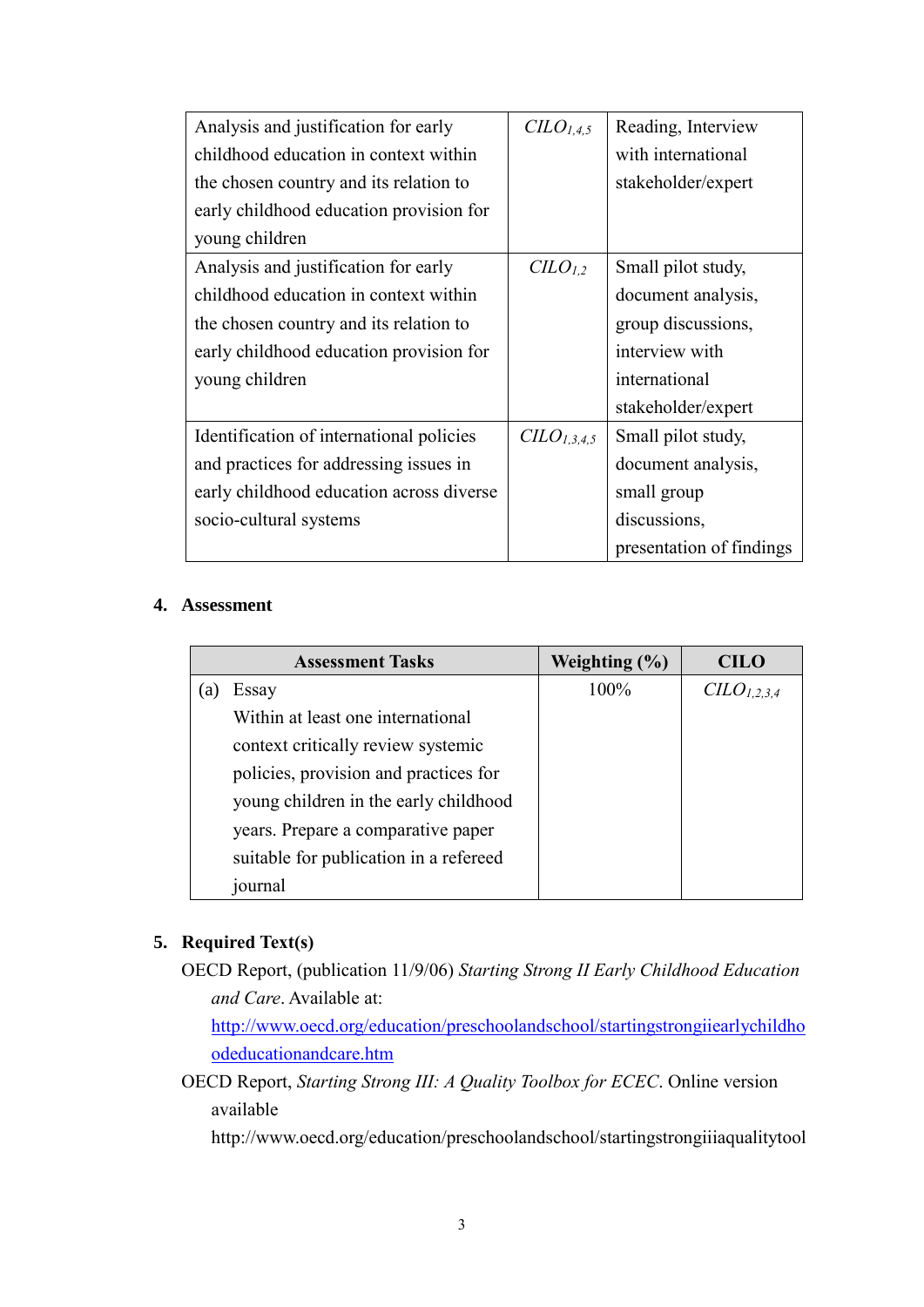| | | |
|---|---|---|
| Analysis and justification for early childhood education in context within the chosen country and its relation to early childhood education provision for young children | *CILO*$_{1,4,5}$ | Reading, Interview with international stakeholder/expert |
| Analysis and justification for early childhood education in context within the chosen country and its relation to early childhood education provision for young children | *CILO*$_{1,2}$ | Small pilot study, document analysis, group discussions, interview with international stakeholder/expert |
| Identification of international policies and practices for addressing issues in early childhood education across diverse socio-cultural systems | *CILO*$_{1,3,4,5}$ | Small pilot study, document analysis, small group discussions, presentation of findings |

## 4. Assessment

| Assessment Tasks | Weighting (%) | CILO |
|---|---|---|
| (a) Essay<br>Within at least one international context critically review systemic policies, provision and practices for young children in the early childhood years. Prepare a comparative paper suitable for publication in a refereed journal | 100% | *CILO*$_{1,2,3,4}$ |

## 5. Required Text(s)

OECD Report, (publication 11/9/06) *Starting Strong II Early Childhood Education and Care*. Available at: http://www.oecd.org/education/preschoolandschool/startingstrongiiearlychildhoodeducationandcare.htm

OECD Report, *Starting Strong III: A Quality Toolbox for ECEC*. Online version available http://www.oecd.org/education/preschoolandschool/startingstrongiiiaqualitytool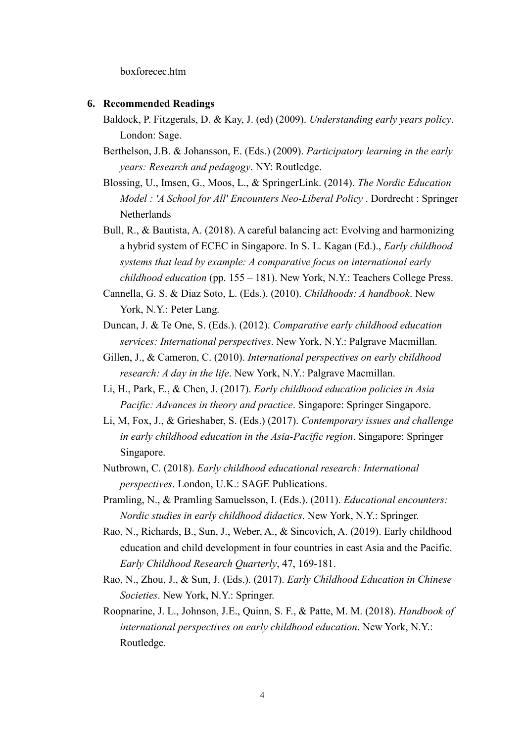boxforecec.htm

## 6. Recommended Readings

Baldock, P. Fitzgerals, D. & Kay, J. (ed) (2009). *Understanding early years policy*. London: Sage.

Berthelson, J.B. & Johansson, E. (Eds.) (2009). *Participatory learning in the early years: Research and pedagogy*. NY: Routledge.

Blossing, U., Imsen, G., Moos, L., & SpringerLink. (2014). *The Nordic Education Model : 'A School for All' Encounters Neo-Liberal Policy* . Dordrecht : Springer Netherlands

Bull, R., & Bautista, A. (2018). A careful balancing act: Evolving and harmonizing a hybrid system of ECEC in Singapore. In S. L. Kagan (Ed.)., *Early childhood systems that lead by example: A comparative focus on international early childhood education* (pp. 155 – 181). New York, N.Y.: Teachers College Press.

Cannella, G. S. & Diaz Soto, L. (Eds.). (2010). *Childhoods: A handbook*. New York, N.Y.: Peter Lang.

Duncan, J. & Te One, S. (Eds.). (2012). *Comparative early childhood education services: International perspectives*. New York, N.Y.: Palgrave Macmillan.

Gillen, J., & Cameron, C. (2010). *International perspectives on early childhood research: A day in the life*. New York, N.Y.: Palgrave Macmillan.

Li, H., Park, E., & Chen, J. (2017). *Early childhood education policies in Asia Pacific: Advances in theory and practice*. Singapore: Springer Singapore.

Li, M, Fox, J., & Grieshaber, S. (Eds.) (2017). *Contemporary issues and challenge in early childhood education in the Asia-Pacific region*. Singapore: Springer Singapore.

Nutbrown, C. (2018). *Early childhood educational research: International perspectives*. London, U.K.: SAGE Publications.

Pramling, N., & Pramling Samuelsson, I. (Eds.). (2011). *Educational encounters: Nordic studies in early childhood didactics*. New York, N.Y.: Springer.

Rao, N., Richards, B., Sun, J., Weber, A., & Sincovich, A. (2019). Early childhood education and child development in four countries in east Asia and the Pacific. *Early Childhood Research Quarterly*, 47, 169-181.

Rao, N., Zhou, J., & Sun, J. (Eds.). (2017). *Early Childhood Education in Chinese Societies*. New York, N.Y.: Springer.

Roopnarine, J. L., Johnson, J.E., Quinn, S. F., & Patte, M. M. (2018). *Handbook of international perspectives on early childhood education*. New York, N.Y.: Routledge.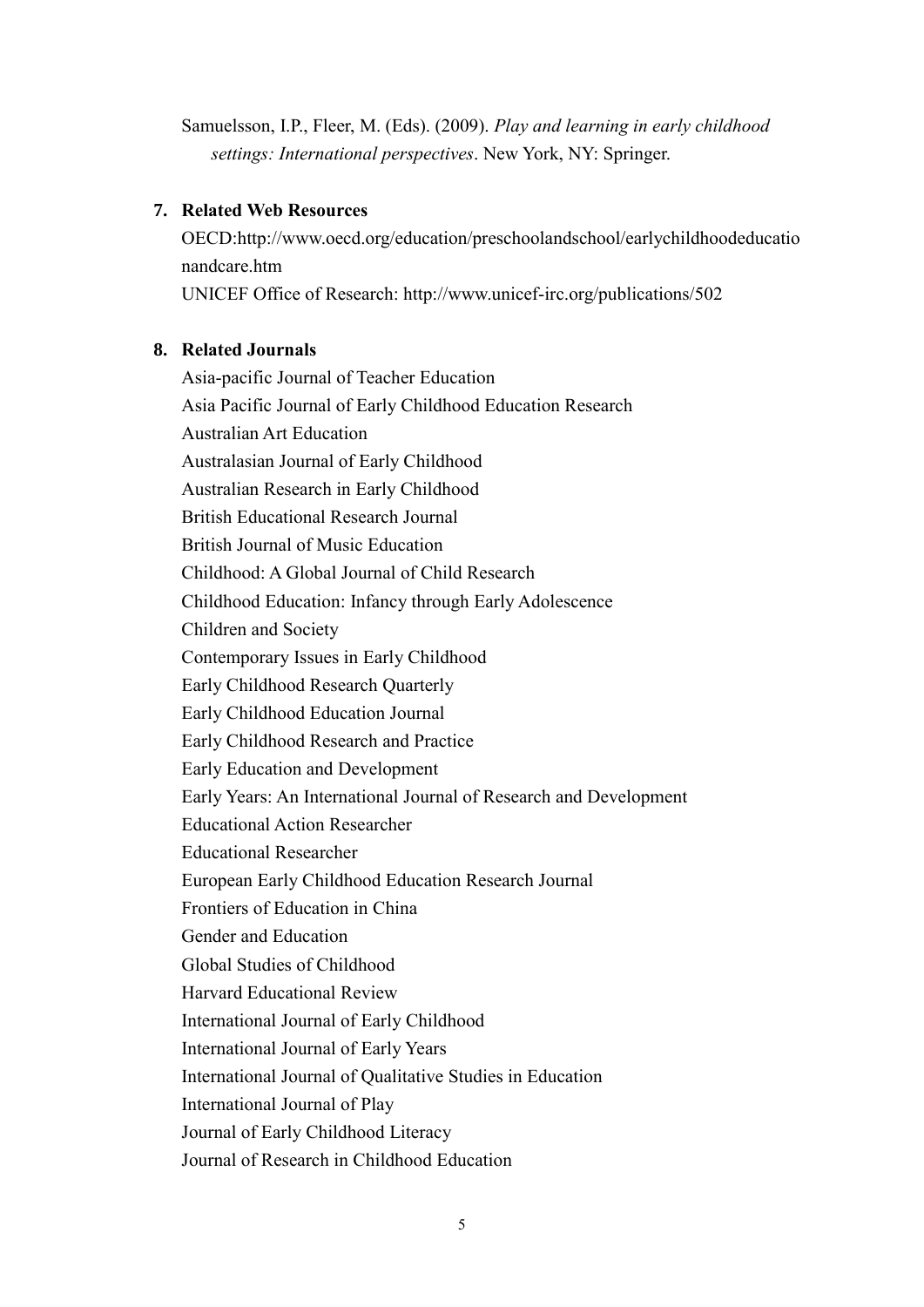Samuelsson, I.P., Fleer, M. (Eds). (2009). *Play and learning in early childhood settings: International perspectives*. New York, NY: Springer.

## 7. Related Web Resources

OECD:http://www.oecd.org/education/preschoolandschool/earlychildhoodeducationandcare.htm

UNICEF Office of Research: http://www.unicef-irc.org/publications/502

## 8. Related Journals

Asia-pacific Journal of Teacher Education
Asia Pacific Journal of Early Childhood Education Research
Australian Art Education
Australasian Journal of Early Childhood
Australian Research in Early Childhood
British Educational Research Journal
British Journal of Music Education
Childhood: A Global Journal of Child Research
Childhood Education: Infancy through Early Adolescence
Children and Society
Contemporary Issues in Early Childhood
Early Childhood Research Quarterly
Early Childhood Education Journal
Early Childhood Research and Practice
Early Education and Development
Early Years: An International Journal of Research and Development
Educational Action Researcher
Educational Researcher
European Early Childhood Education Research Journal
Frontiers of Education in China
Gender and Education
Global Studies of Childhood
Harvard Educational Review
International Journal of Early Childhood
International Journal of Early Years
International Journal of Qualitative Studies in Education
International Journal of Play
Journal of Early Childhood Literacy
Journal of Research in Childhood Education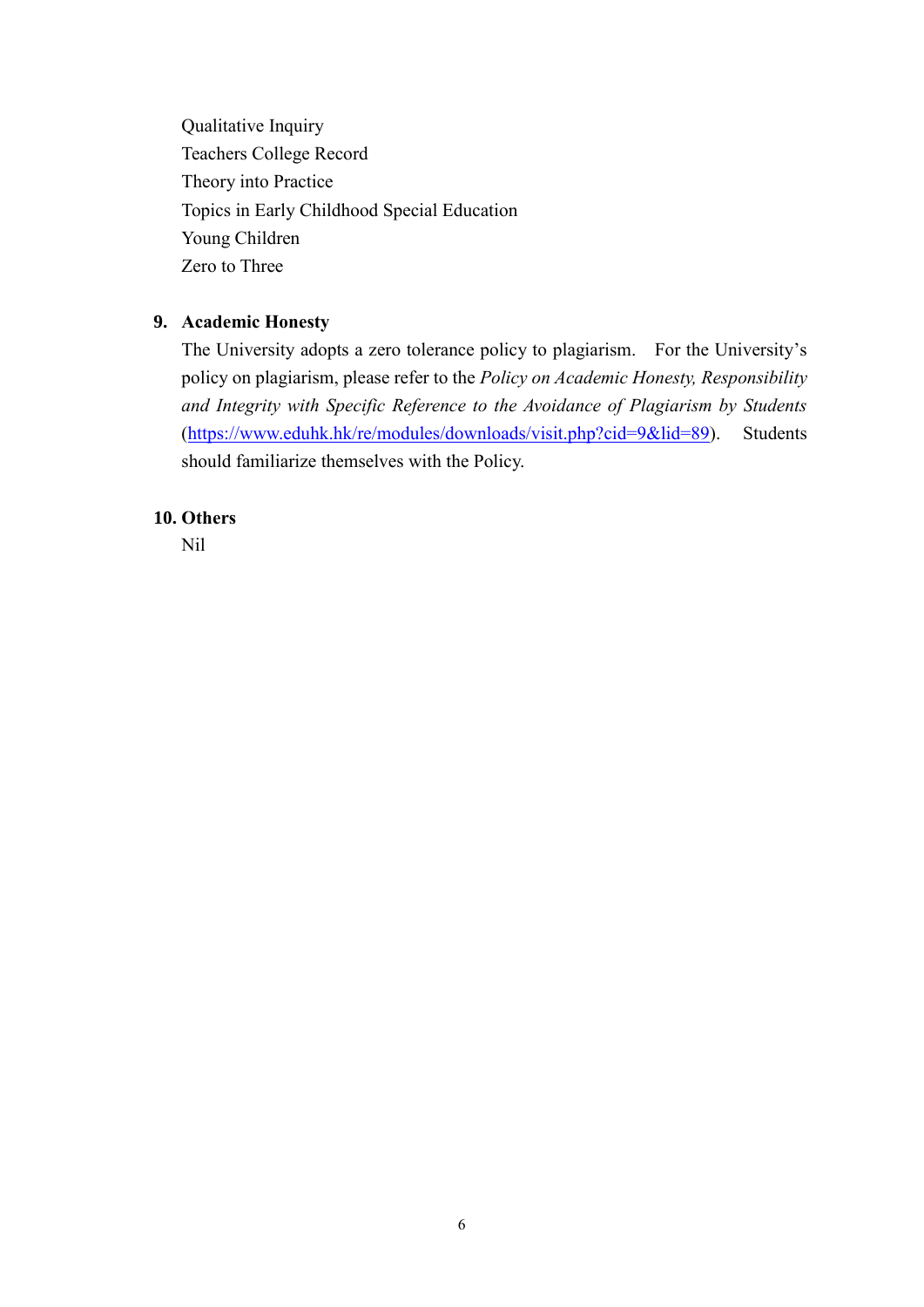Qualitative Inquiry
Teachers College Record
Theory into Practice
Topics in Early Childhood Special Education
Young Children
Zero to Three

## 9. Academic Honesty

The University adopts a zero tolerance policy to plagiarism. For the University's policy on plagiarism, please refer to the *Policy on Academic Honesty, Responsibility and Integrity with Specific Reference to the Avoidance of Plagiarism by Students* (https://www.eduhk.hk/re/modules/downloads/visit.php?cid=9&lid=89). Students should familiarize themselves with the Policy.

## 10. Others

Nil